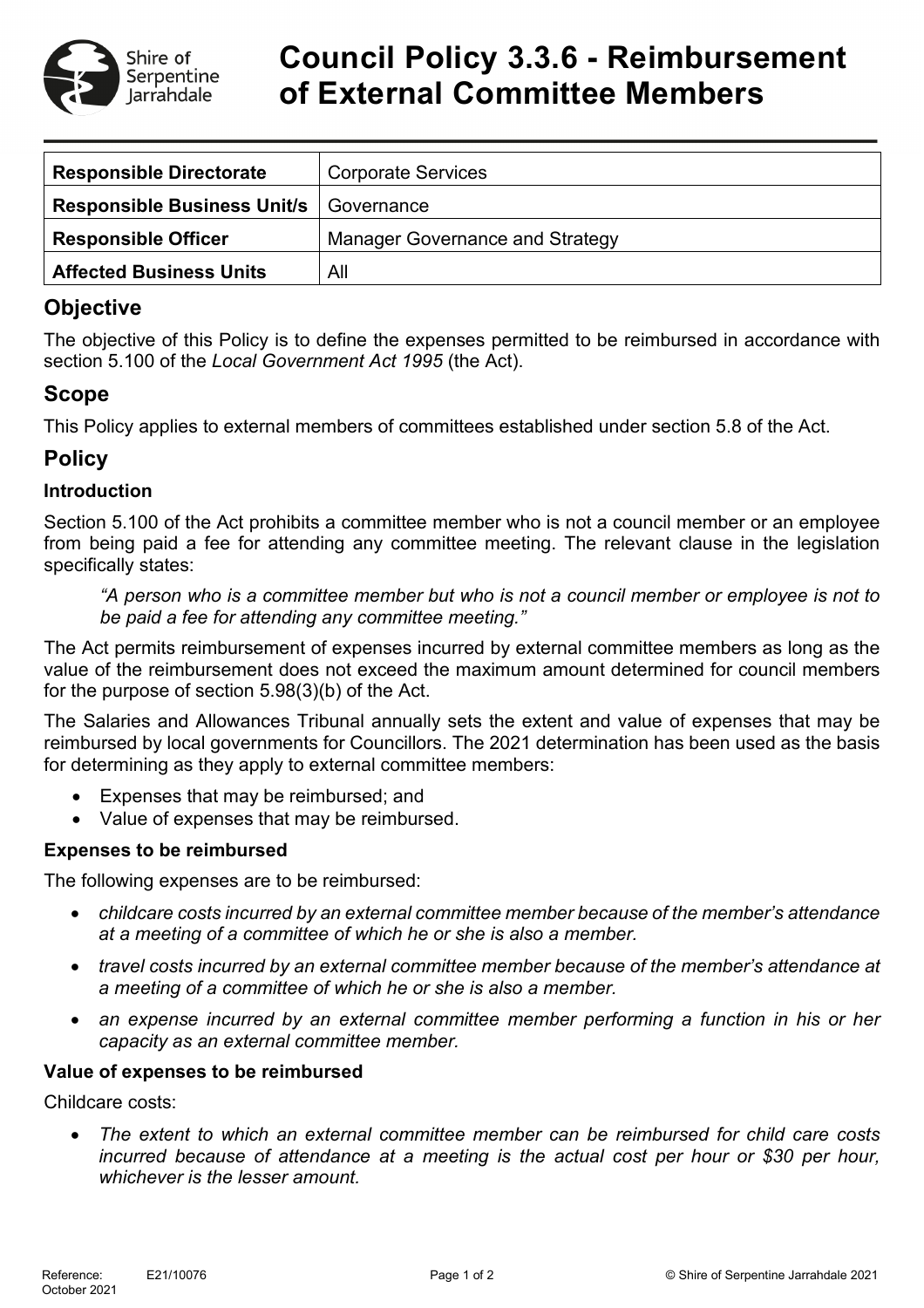# Council Policy 3.3.6 - Reimbursement of External Committee Members

| Responsible Directorate | Corporate Services |
|---|---|
| **Responsible Business Unit/s** | Governance |
| **Responsible Officer** | Manager Governance and Strategy |
| **Affected Business Units** | All |

## Objective

The objective of this Policy is to define the expenses permitted to be reimbursed in accordance with section 5.100 of the *Local Government Act 1995* (the Act).

## Scope

This Policy applies to external members of committees established under section 5.8 of the Act.

## Policy

### Introduction

Section 5.100 of the Act prohibits a committee member who is not a council member or an employee from being paid a fee for attending any committee meeting. The relevant clause in the legislation specifically states:

> *"A person who is a committee member but who is not a council member or employee is not to be paid a fee for attending any committee meeting."*

The Act permits reimbursement of expenses incurred by external committee members as long as the value of the reimbursement does not exceed the maximum amount determined for council members for the purpose of section 5.98(3)(b) of the Act.

The Salaries and Allowances Tribunal annually sets the extent and value of expenses that may be reimbursed by local governments for Councillors. The 2021 determination has been used as the basis for determining as they apply to external committee members:

- Expenses that may be reimbursed; and
- Value of expenses that may be reimbursed.

### Expenses to be reimbursed

The following expenses are to be reimbursed:

- *childcare costs incurred by an external committee member because of the member's attendance at a meeting of a committee of which he or she is also a member.*
- *travel costs incurred by an external committee member because of the member's attendance at a meeting of a committee of which he or she is also a member.*
- *an expense incurred by an external committee member performing a function in his or her capacity as an external committee member.*

### Value of expenses to be reimbursed

Childcare costs:

- *The extent to which an external committee member can be reimbursed for child care costs incurred because of attendance at a meeting is the actual cost per hour or $30 per hour, whichever is the lesser amount.*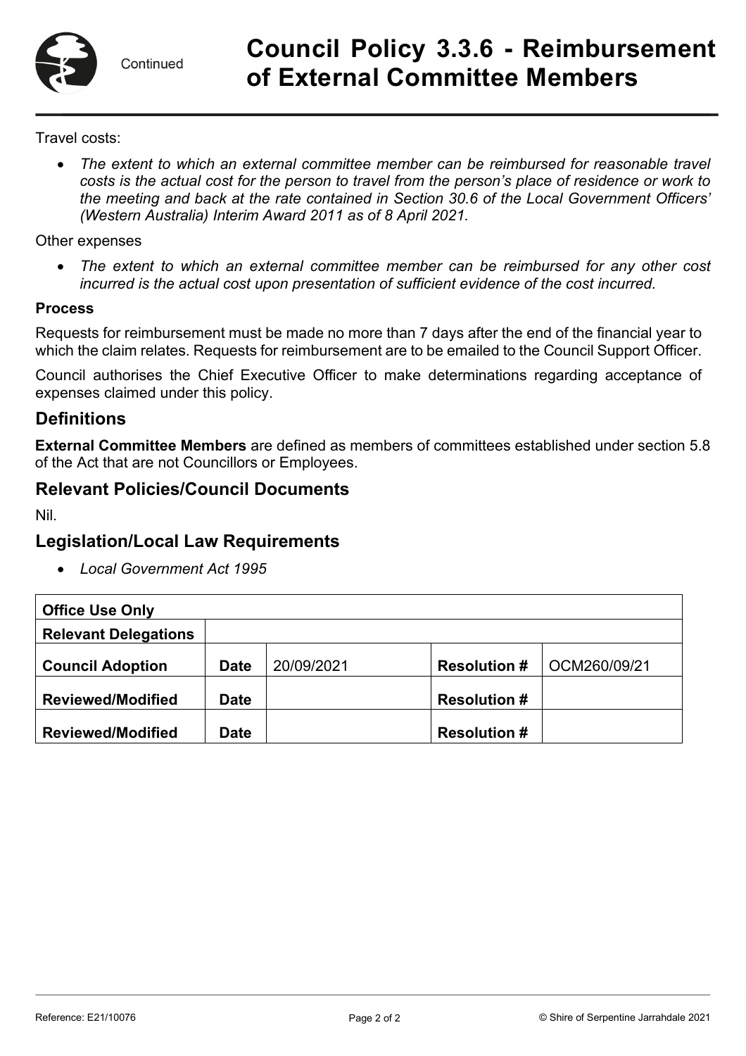Travel costs:

- *The extent to which an external committee member can be reimbursed for reasonable travel costs is the actual cost for the person to travel from the person's place of residence or work to the meeting and back at the rate contained in Section 30.6 of the Local Government Officers' (Western Australia) Interim Award 2011 as of 8 April 2021.*

Other expenses

- *The extent to which an external committee member can be reimbursed for any other cost incurred is the actual cost upon presentation of sufficient evidence of the cost incurred.*

**Process**

Requests for reimbursement must be made no more than 7 days after the end of the financial year to which the claim relates. Requests for reimbursement are to be emailed to the Council Support Officer.

Council authorises the Chief Executive Officer to make determinations regarding acceptance of expenses claimed under this policy.

## Definitions

**External Committee Members** are defined as members of committees established under section 5.8 of the Act that are not Councillors or Employees.

## Relevant Policies/Council Documents

Nil.

## Legislation/Local Law Requirements

- *Local Government Act 1995*

| Office Use Only | | | | |
|---|---|---|---|---|
| **Relevant Delegations** | | | | |
| **Council Adoption** | **Date** | 20/09/2021 | **Resolution #** | OCM260/09/21 |
| **Reviewed/Modified** | **Date** | | **Resolution #** | |
| **Reviewed/Modified** | **Date** | | **Resolution #** | |

Reference: E21/10076

© Shire of Serpentine Jarrahdale 2021